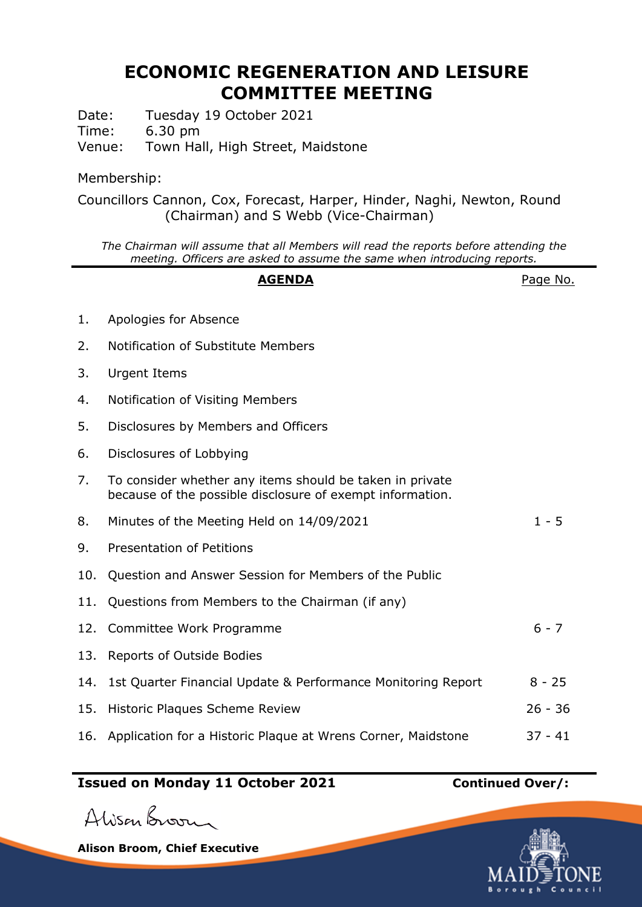# ECONOMIC REGENERATION AND LEISURE COMMITTEE MEETING

Date: Tuesday 19 October 2021
Time: 6.30 pm
Venue: Town Hall, High Street, Maidstone

Membership:

Councillors Cannon, Cox, Forecast, Harper, Hinder, Naghi, Newton, Round (Chairman) and S Webb (Vice-Chairman)

*The Chairman will assume that all Members will read the reports before attending the meeting. Officers are asked to assume the same when introducing reports.*

| | **AGENDA** | Page No. |
|---|---|---|
| 1. | Apologies for Absence | |
| 2. | Notification of Substitute Members | |
| 3. | Urgent Items | |
| 4. | Notification of Visiting Members | |
| 5. | Disclosures by Members and Officers | |
| 6. | Disclosures of Lobbying | |
| 7. | To consider whether any items should be taken in private because of the possible disclosure of exempt information. | |
| 8. | Minutes of the Meeting Held on 14/09/2021 | 1 - 5 |
| 9. | Presentation of Petitions | |
| 10. | Question and Answer Session for Members of the Public | |
| 11. | Questions from Members to the Chairman (if any) | |
| 12. | Committee Work Programme | 6 - 7 |
| 13. | Reports of Outside Bodies | |
| 14. | 1st Quarter Financial Update & Performance Monitoring Report | 8 - 25 |
| 15. | Historic Plaques Scheme Review | 26 - 36 |
| 16. | Application for a Historic Plaque at Wrens Corner, Maidstone | 37 - 41 |

**Issued on Monday 11 October 2021** **Continued Over/:**

Alison Broom

**Alison Broom, Chief Executive**

MAIDSTONE Borough Council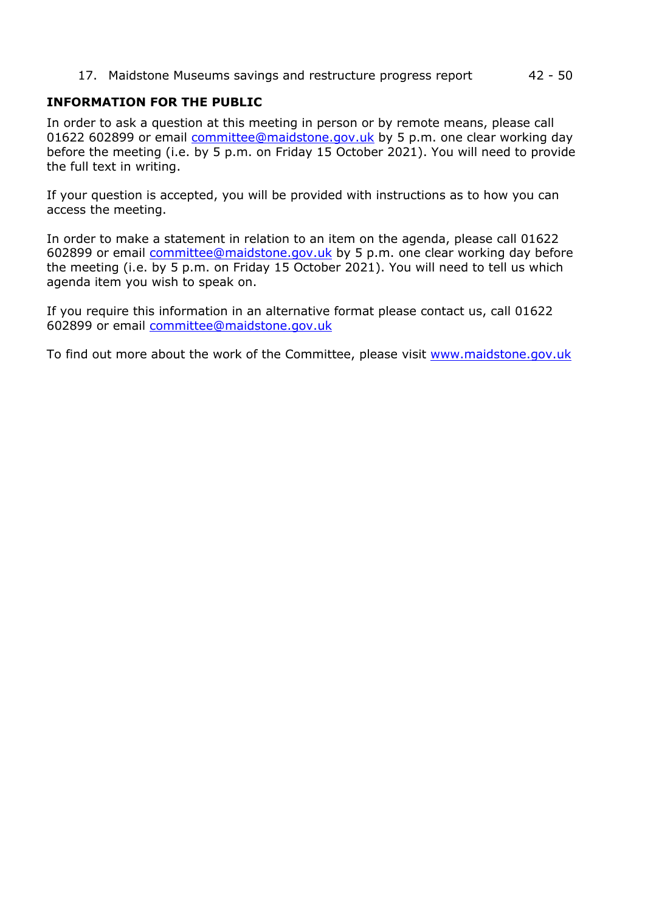17. Maidstone Museums savings and restructure progress report 42 - 50

**INFORMATION FOR THE PUBLIC**

In order to ask a question at this meeting in person or by remote means, please call 01622 602899 or email committee@maidstone.gov.uk by 5 p.m. one clear working day before the meeting (i.e. by 5 p.m. on Friday 15 October 2021). You will need to provide the full text in writing.

If your question is accepted, you will be provided with instructions as to how you can access the meeting.

In order to make a statement in relation to an item on the agenda, please call 01622 602899 or email committee@maidstone.gov.uk by 5 p.m. one clear working day before the meeting (i.e. by 5 p.m. on Friday 15 October 2021). You will need to tell us which agenda item you wish to speak on.

If you require this information in an alternative format please contact us, call 01622 602899 or email committee@maidstone.gov.uk

To find out more about the work of the Committee, please visit www.maidstone.gov.uk